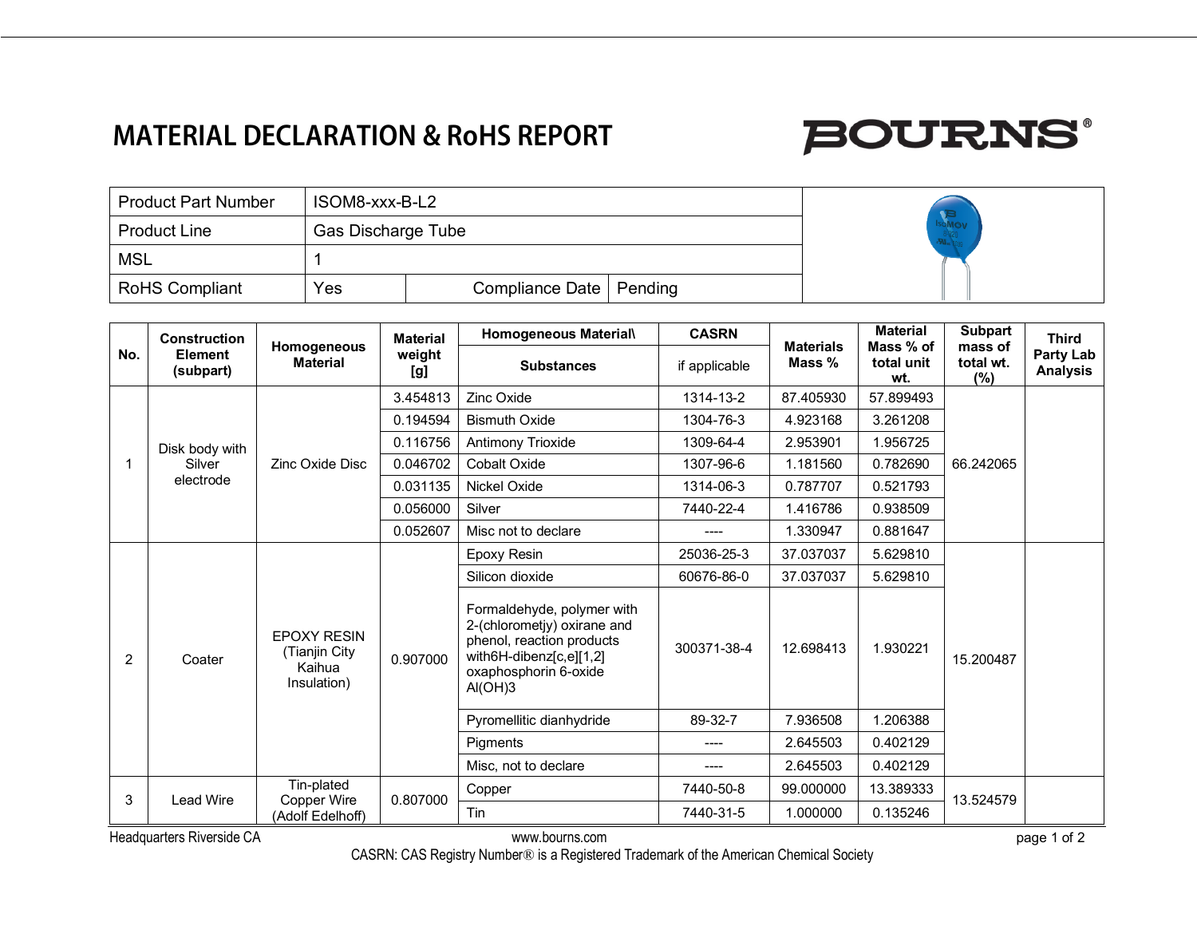# MATERIAL DECLARATION & RoHS REPORT

BOURNS®

| Product Part Number | ISOM8-xxx-B-L2 | | |
|---|---|---|---|
| Product Line | Gas Discharge Tube | | |
| MSL | 1 | | |
| RoHS Compliant | Yes | Compliance Date | Pending |

| No. | Construction Element (subpart) | Homogeneous Material | Material weight [g] | Homogeneous Material\ Substances | CASRN if applicable | Materials Mass % | Material Mass % of total unit wt. | Subpart mass of total wt. (%) | Third Party Lab Analysis |
|---|---|---|---|---|---|---|---|---|---|
| 1 | Disk body with Silver electrode | Zinc Oxide Disc | 3.454813 | Zinc Oxide | 1314-13-2 | 87.405930 | 57.899493 | 66.242065 | |
| | | | 0.194594 | Bismuth Oxide | 1304-76-3 | 4.923168 | 3.261208 | | |
| | | | 0.116756 | Antimony Trioxide | 1309-64-4 | 2.953901 | 1.956725 | | |
| | | | 0.046702 | Cobalt Oxide | 1307-96-6 | 1.181560 | 0.782690 | | |
| | | | 0.031135 | Nickel Oxide | 1314-06-3 | 0.787707 | 0.521793 | | |
| | | | 0.056000 | Silver | 7440-22-4 | 1.416786 | 0.938509 | | |
| | | | 0.052607 | Misc not to declare | ---- | 1.330947 | 0.881647 | | |
| 2 | Coater | EPOXY RESIN (Tianjin City Kaihua Insulation) | 0.907000 | Epoxy Resin | 25036-25-3 | 37.037037 | 5.629810 | 15.200487 | |
| | | | | Silicon dioxide | 60676-86-0 | 37.037037 | 5.629810 | | |
| | | | | Formaldehyde, polymer with 2-(chlorometjy) oxirane and phenol, reaction products with6H-dibenz[c,e][1,2] oxaphosphorin 6-oxide Al(OH)3 | 300371-38-4 | 12.698413 | 1.930221 | | |
| | | | | Pyromellitic dianhydride | 89-32-7 | 7.936508 | 1.206388 | | |
| | | | | Pigments | ---- | 2.645503 | 0.402129 | | |
| | | | | Misc, not to declare | ---- | 2.645503 | 0.402129 | | |
| 3 | Lead Wire | Tin-plated Copper Wire (Adolf Edelhoff) | 0.807000 | Copper | 7440-50-8 | 99.000000 | 13.389333 | 13.524579 | |
| | | | | Tin | 7440-31-5 | 1.000000 | 0.135246 | | |

Headquarters Riverside CA www.bourns.com

CASRN: CAS Registry Number® is a Registered Trademark of the American Chemical Society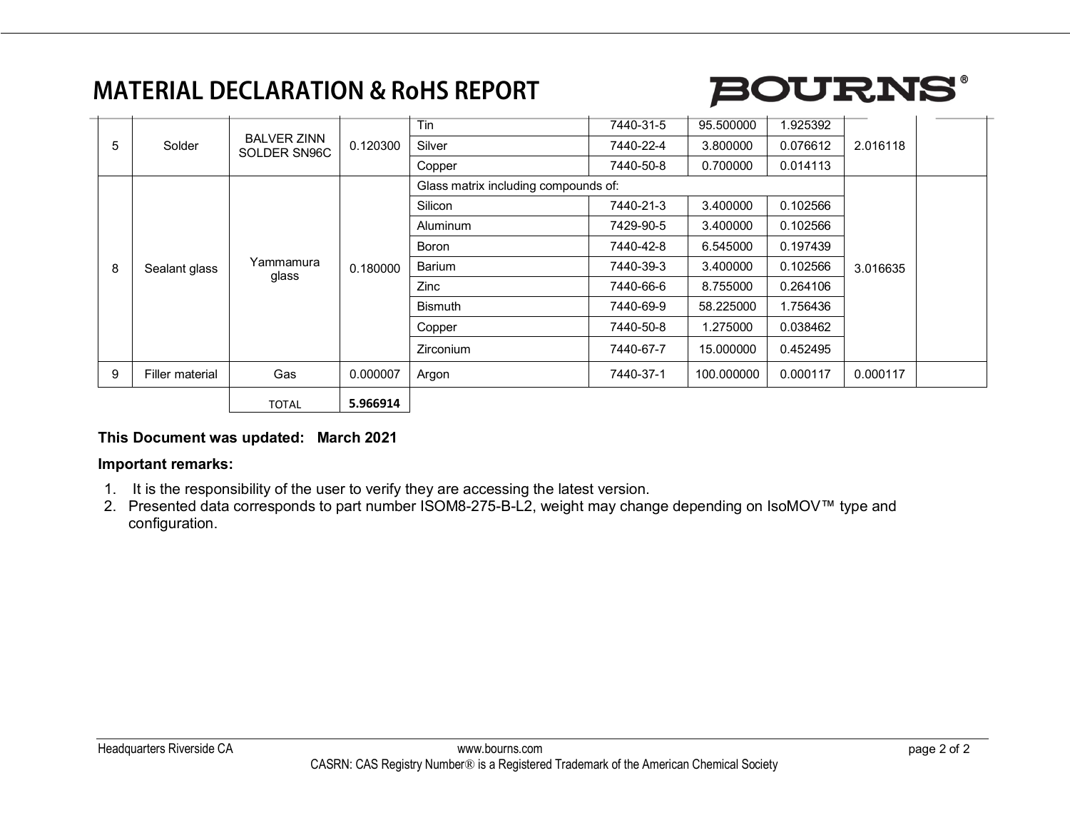# MATERIAL DECLARATION & RoHS REPORT

| | | | | | | | | | |
|---|---|---|---|---|---|---|---|---|---|
| 5 | Solder | BALVER ZINN SOLDER SN96C | 0.120300 | Tin | 7440-31-5 | 95.500000 | 1.925392 | 2.016118 | |
| | | | | Silver | 7440-22-4 | 3.800000 | 0.076612 | | |
| | | | | Copper | 7440-50-8 | 0.700000 | 0.014113 | | |
| 8 | Sealant glass | Yammamura glass | 0.180000 | Glass matrix including compounds of: | | | | 3.016635 | |
| | | | | Silicon | 7440-21-3 | 3.400000 | 0.102566 | | |
| | | | | Aluminum | 7429-90-5 | 3.400000 | 0.102566 | | |
| | | | | Boron | 7440-42-8 | 6.545000 | 0.197439 | | |
| | | | | Barium | 7440-39-3 | 3.400000 | 0.102566 | | |
| | | | | Zinc | 7440-66-6 | 8.755000 | 0.264106 | | |
| | | | | Bismuth | 7440-69-9 | 58.225000 | 1.756436 | | |
| | | | | Copper | 7440-50-8 | 1.275000 | 0.038462 | | |
| | | | | Zirconium | 7440-67-7 | 15.000000 | 0.452495 | | |
| 9 | Filler material | Gas | 0.000007 | Argon | 7440-37-1 | 100.000000 | 0.000117 | 0.000117 | |
| | | TOTAL | **5.966914** | | | | | | |

**This Document was updated: March 2021**

**Important remarks:**

1. It is the responsibility of the user to verify they are accessing the latest version.
2. Presented data corresponds to part number ISOM8-275-B-L2, weight may change depending on IsoMOV™ type and configuration.

Headquarters Riverside CA www.bourns.com

CASRN: CAS Registry Number® is a Registered Trademark of the American Chemical Society